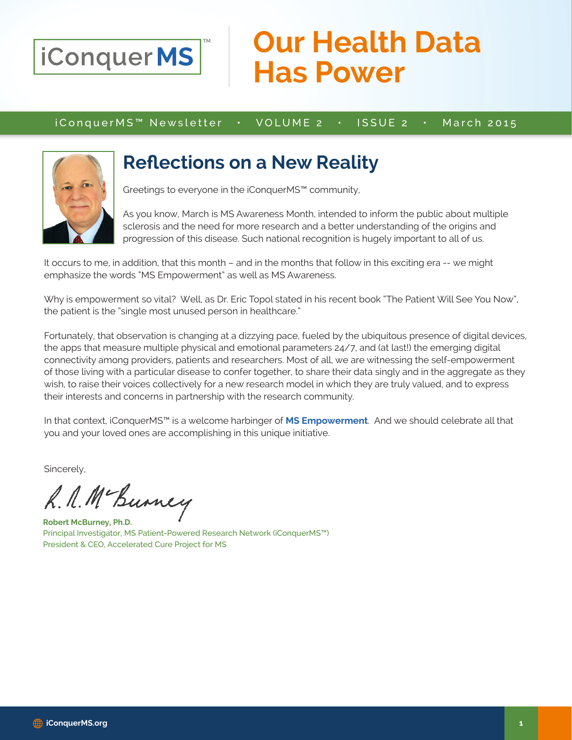iConquer**MS**™

# Our Health Data Has Power

iConquerMS™ Newsletter • VOLUME 2 • ISSUE 2 • March 2015

## Reflections on a New Reality

Greetings to everyone in the iConquerMS™ community,

As you know, March is MS Awareness Month, intended to inform the public about multiple sclerosis and the need for more research and a better understanding of the origins and progression of this disease. Such national recognition is hugely important to all of us.

It occurs to me, in addition, that this month – and in the months that follow in this exciting era -- we might emphasize the words "MS Empowerment" as well as MS Awareness.

Why is empowerment so vital? Well, as Dr. Eric Topol stated in his recent book "The Patient Will See You Now", the patient is the "single most unused person in healthcare."

Fortunately, that observation is changing at a dizzying pace, fueled by the ubiquitous presence of digital devices, the apps that measure multiple physical and emotional parameters 24/7, and (at last!) the emerging digital connectivity among providers, patients and researchers. Most of all, we are witnessing the self-empowerment of those living with a particular disease to confer together, to share their data singly and in the aggregate as they wish, to raise their voices collectively for a new research model in which they are truly valued, and to express their interests and concerns in partnership with the research community.

In that context, iConquerMS™ is a welcome harbinger of **MS Empowerment**. And we should celebrate all that you and your loved ones are accomplishing in this unique initiative.

Sincerely,

R. A. McBurney

**Robert McBurney, Ph.D.**
Principal Investigator, MS Patient-Powered Research Network (iConquerMS™)
President & CEO, Accelerated Cure Project for MS

iConquerMS.org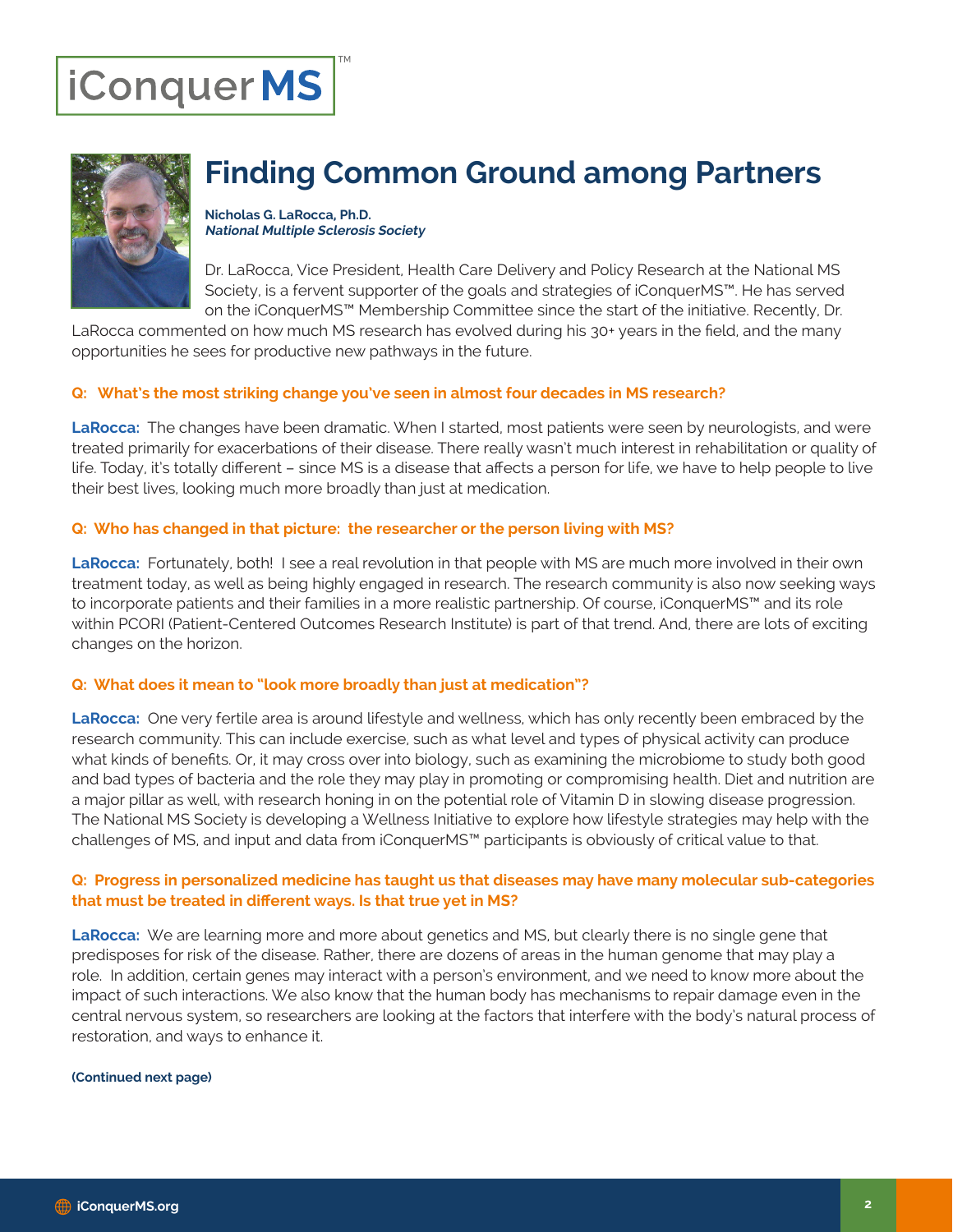iConquer**MS**™

# Finding Common Ground among Partners

**Nicholas G. LaRocca, Ph.D.**
***National Multiple Sclerosis Society***

Dr. LaRocca, Vice President, Health Care Delivery and Policy Research at the National MS Society, is a fervent supporter of the goals and strategies of iConquerMS™. He has served on the iConquerMS™ Membership Committee since the start of the initiative. Recently, Dr. LaRocca commented on how much MS research has evolved during his 30+ years in the field, and the many opportunities he sees for productive new pathways in the future.

**Q: What's the most striking change you've seen in almost four decades in MS research?**

**LaRocca:** The changes have been dramatic. When I started, most patients were seen by neurologists, and were treated primarily for exacerbations of their disease. There really wasn't much interest in rehabilitation or quality of life. Today, it's totally different – since MS is a disease that affects a person for life, we have to help people to live their best lives, looking much more broadly than just at medication.

**Q: Who has changed in that picture: the researcher or the person living with MS?**

**LaRocca:** Fortunately, both! I see a real revolution in that people with MS are much more involved in their own treatment today, as well as being highly engaged in research. The research community is also now seeking ways to incorporate patients and their families in a more realistic partnership. Of course, iConquerMS™ and its role within PCORI (Patient-Centered Outcomes Research Institute) is part of that trend. And, there are lots of exciting changes on the horizon.

**Q: What does it mean to "look more broadly than just at medication"?**

**LaRocca:** One very fertile area is around lifestyle and wellness, which has only recently been embraced by the research community. This can include exercise, such as what level and types of physical activity can produce what kinds of benefits. Or, it may cross over into biology, such as examining the microbiome to study both good and bad types of bacteria and the role they may play in promoting or compromising health. Diet and nutrition are a major pillar as well, with research honing in on the potential role of Vitamin D in slowing disease progression. The National MS Society is developing a Wellness Initiative to explore how lifestyle strategies may help with the challenges of MS, and input and data from iConquerMS™ participants is obviously of critical value to that.

**Q: Progress in personalized medicine has taught us that diseases may have many molecular sub-categories that must be treated in different ways. Is that true yet in MS?**

**LaRocca:** We are learning more and more about genetics and MS, but clearly there is no single gene that predisposes for risk of the disease. Rather, there are dozens of areas in the human genome that may play a role. In addition, certain genes may interact with a person's environment, and we need to know more about the impact of such interactions. We also know that the human body has mechanisms to repair damage even in the central nervous system, so researchers are looking at the factors that interfere with the body's natural process of restoration, and ways to enhance it.

**(Continued next page)**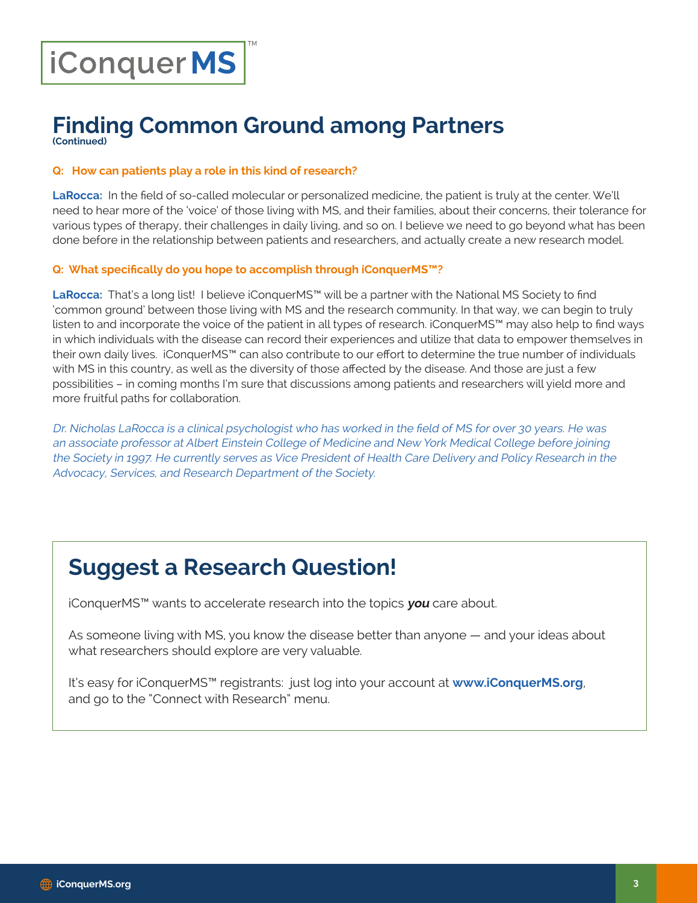# Finding Common Ground among Partners
**(Continued)**

**Q: How can patients play a role in this kind of research?**

**LaRocca:** In the field of so-called molecular or personalized medicine, the patient is truly at the center. We'll need to hear more of the 'voice' of those living with MS, and their families, about their concerns, their tolerance for various types of therapy, their challenges in daily living, and so on. I believe we need to go beyond what has been done before in the relationship between patients and researchers, and actually create a new research model.

**Q: What specifically do you hope to accomplish through iConquerMS™?**

**LaRocca:** That's a long list! I believe iConquerMS™ will be a partner with the National MS Society to find 'common ground' between those living with MS and the research community. In that way, we can begin to truly listen to and incorporate the voice of the patient in all types of research. iConquerMS™ may also help to find ways in which individuals with the disease can record their experiences and utilize that data to empower themselves in their own daily lives. iConquerMS™ can also contribute to our effort to determine the true number of individuals with MS in this country, as well as the diversity of those affected by the disease. And those are just a few possibilities – in coming months I'm sure that discussions among patients and researchers will yield more and more fruitful paths for collaboration.

*Dr. Nicholas LaRocca is a clinical psychologist who has worked in the field of MS for over 30 years. He was an associate professor at Albert Einstein College of Medicine and New York Medical College before joining the Society in 1997. He currently serves as Vice President of Health Care Delivery and Policy Research in the Advocacy, Services, and Research Department of the Society.*

## Suggest a Research Question!

iConquerMS™ wants to accelerate research into the topics ***you*** care about.

As someone living with MS, you know the disease better than anyone — and your ideas about what researchers should explore are very valuable.

It's easy for iConquerMS™ registrants: just log into your account at **www.iConquerMS.org**, and go to the "Connect with Research" menu.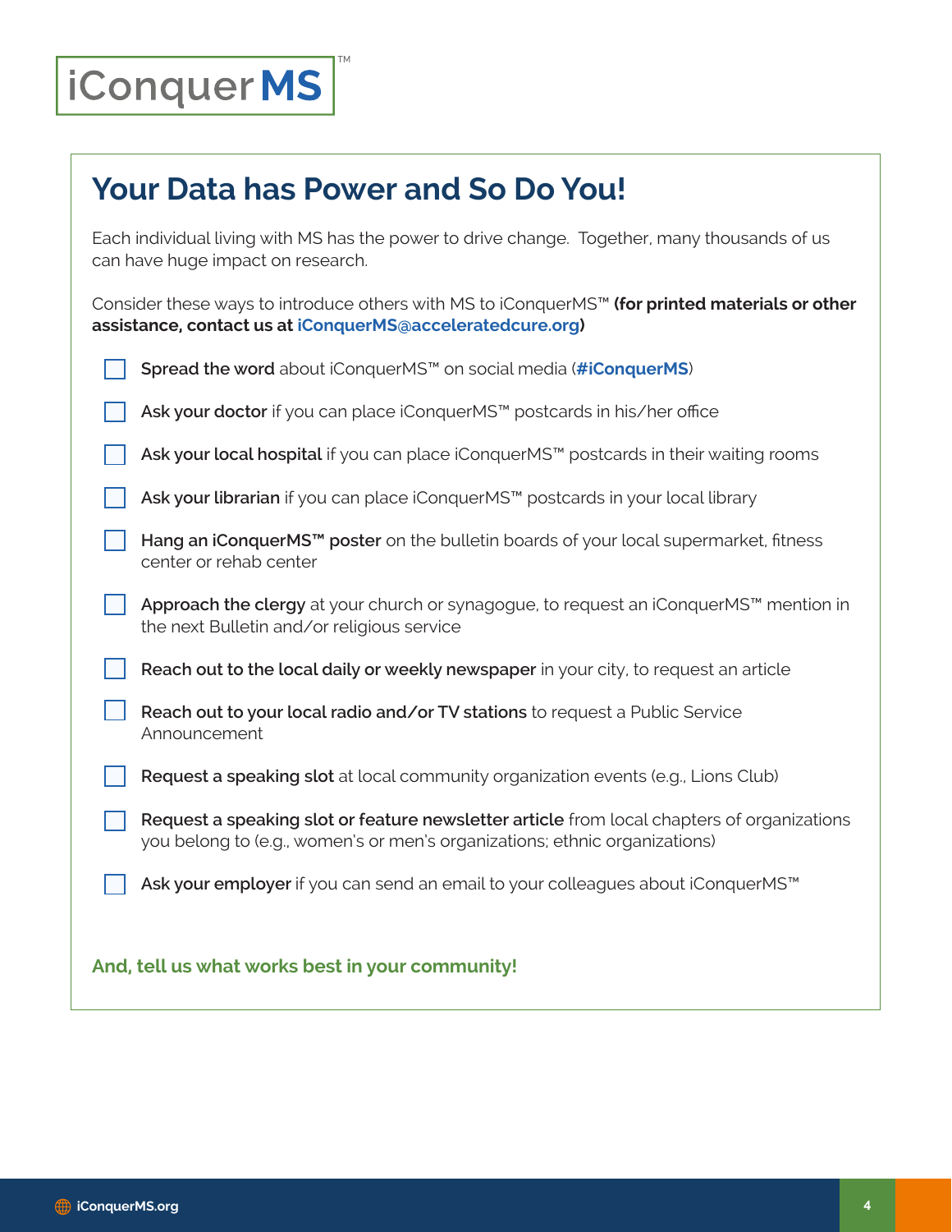iConquer MS™

# Your Data has Power and So Do You!

Each individual living with MS has the power to drive change. Together, many thousands of us can have huge impact on research.

Consider these ways to introduce others with MS to iConquerMS™ **(for printed materials or other assistance, contact us at iConquerMS@acceleratedcure.org)**

- [ ] **Spread the word** about iConquerMS™ on social media (**#iConquerMS**)
- [ ] **Ask your doctor** if you can place iConquerMS™ postcards in his/her office
- [ ] **Ask your local hospital** if you can place iConquerMS™ postcards in their waiting rooms
- [ ] **Ask your librarian** if you can place iConquerMS™ postcards in your local library
- [ ] **Hang an iConquerMS™ poster** on the bulletin boards of your local supermarket, fitness center or rehab center
- [ ] **Approach the clergy** at your church or synagogue, to request an iConquerMS™ mention in the next Bulletin and/or religious service
- [ ] **Reach out to the local daily or weekly newspaper** in your city, to request an article
- [ ] **Reach out to your local radio and/or TV stations** to request a Public Service Announcement
- [ ] **Request a speaking slot** at local community organization events (e.g., Lions Club)
- [ ] **Request a speaking slot or feature newsletter article** from local chapters of organizations you belong to (e.g., women's or men's organizations; ethnic organizations)
- [ ] **Ask your employer** if you can send an email to your colleagues about iConquerMS™

**And, tell us what works best in your community!**

iConquerMS.org